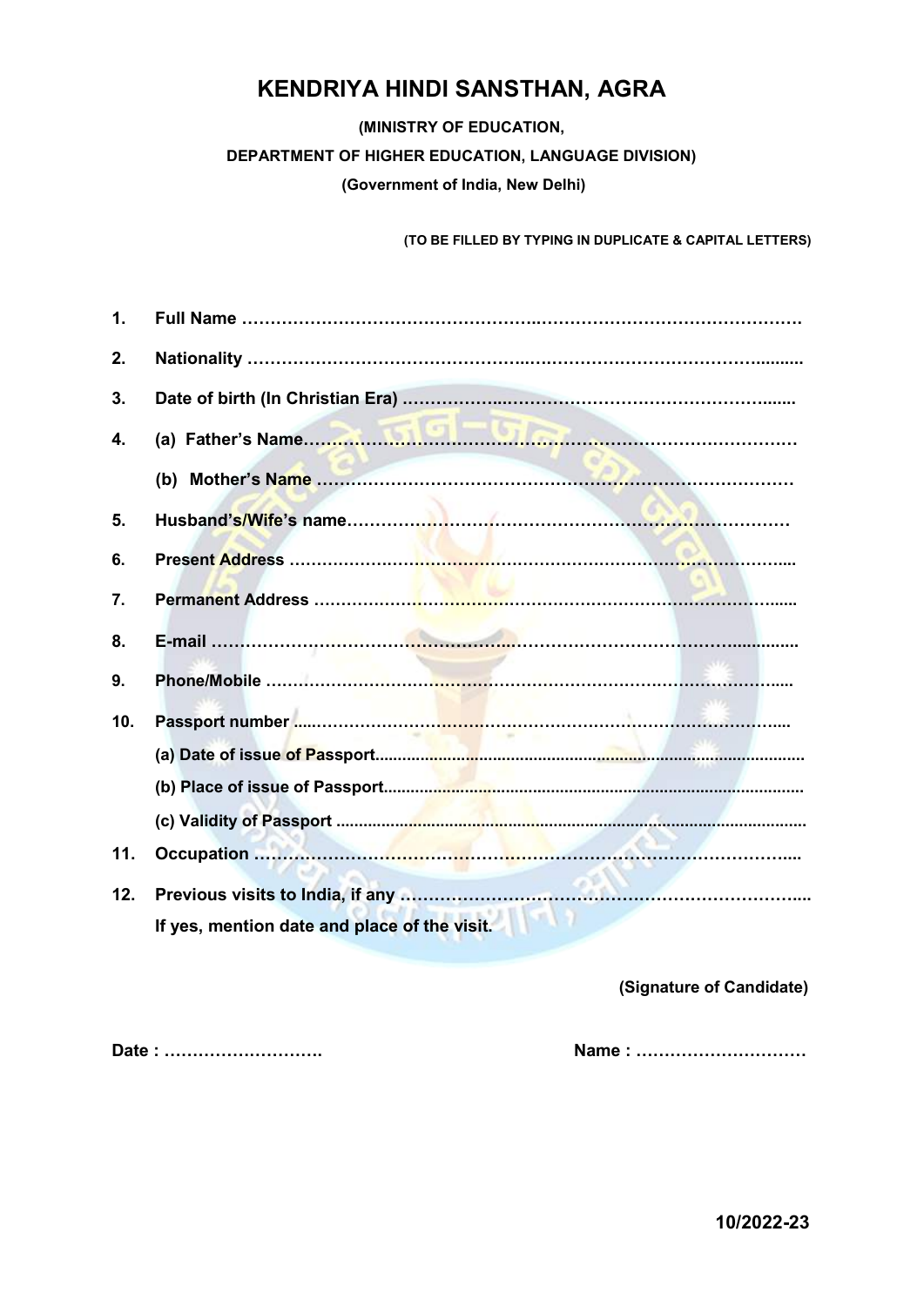# KENDRIYA HINDI SANSTHAN, AGRA

**(MINISTRY OF EDUCATION,**

**DEPARTMENT OF HIGHER EDUCATION, LANGUAGE DIVISION)**

**(Government of India, New Delhi)**

**(TO BE FILLED BY TYPING IN DUPLICATE & CAPITAL LETTERS)**

1. **Full Name** …………………………………………………………………………………
2. **Nationality** …………………………………………………………………………………
3. **Date of birth (In Christian Era)** ………………………………………………………
4. **(a) Father's Name**……………………………………………………………………………

   **(b) Mother's Name** ……………………………………………………………………………
5. **Husband's/Wife's name**……………………………………………………………………
6. **Present Address** ……………………………………………………………………………
7. **Permanent Address** …………………………………………………………………………
8. **E-mail** ………………………………………………………………………………………
9. **Phone/Mobile** ………………………………………………………………………………
10. **Passport number** ……………………………………………………………………………

    **(a) Date of issue of Passport**………………………………………………………………

    **(b) Place of issue of Passport**………………………………………………………………

    **(c) Validity of Passport** ……………………………………………………………………
11. **Occupation** …………………………………………………………………………………
12. **Previous visits to India, if any** ………………………………………………………

    **If yes, mention date and place of the visit.**

**(Signature of Candidate)**

**Date :** ……………………… **Name :** ………………………

**10/2022-23**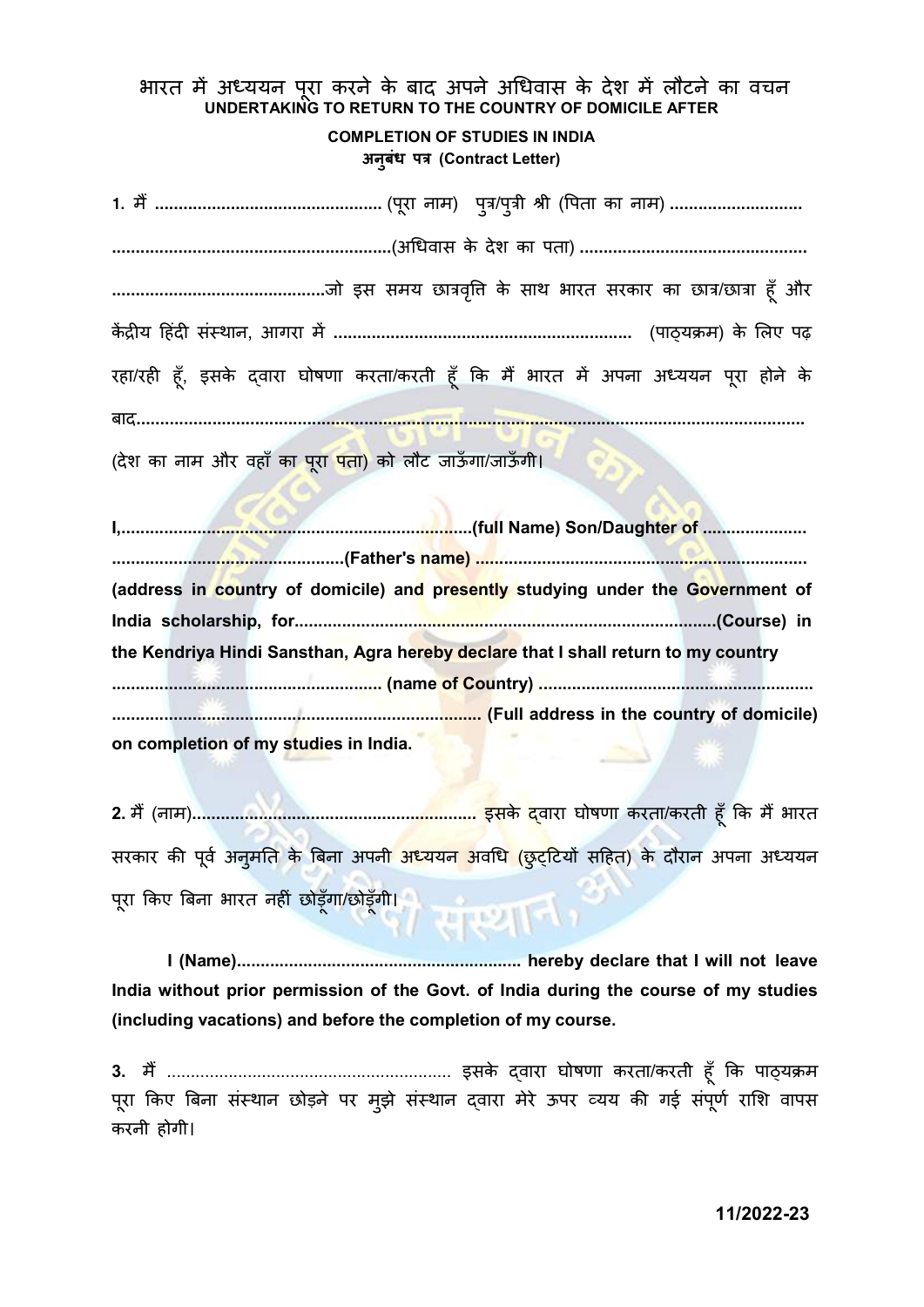# भारत में अध्ययन पूरा करने के बाद अपने अधिवास के देश में लौटने का वचन

## UNDERTAKING TO RETURN TO THE COUNTRY OF DOMICILE AFTER COMPLETION OF STUDIES IN INDIA

### अनुबंध पत्र (Contract Letter)

**1.** मैं ............................................... (पूरा नाम) पुत्र/पुत्री श्री (पिता का नाम) ........................... ..........................................................(अधिवास के देश का पता) ............................................... ............................................जो इस समय छात्रवृत्ति के साथ भारत सरकार का छात्र/छात्रा हूँ और केंद्रीय हिंदी संस्थान, आगरा में ............................................................. (पाठ्यक्रम) के लिए पढ़ रहा/रही हूँ, इसके द्वारा घोषणा करता/करती हूँ कि मैं भारत में अपना अध्ययन पूरा होने के बाद.......................................................................................................................... (देश का नाम और वहाँ का पूरा पता) को लौट जाऊँगा/जाऊँगी।

**I,.........................................................................(full Name) Son/Daughter of ..................... ...............................................(Father's name) .................................................................... (address in country of domicile) and presently studying under the Government of India scholarship, for.......................................................................................(Course) in the Kendriya Hindi Sansthan, Agra hereby declare that I shall return to my country ........................................................ (name of Country) ........................................................ ........................................................................... (Full address in the country of domicile) on completion of my studies in India.**

**2.** मैं (नाम)........................................................... इसके द्वारा घोषणा करता/करती हूँ कि मैं भारत सरकार की पूर्व अनुमति के बिना अपनी अध्ययन अवधि (छुट्टियों सहित) के दौरान अपना अध्ययन पूरा किए बिना भारत नहीं छोड़ूँगा/छोड़ूँगी।

**I (Name).......................................................... hereby declare that I will not leave India without prior permission of the Govt. of India during the course of my studies (including vacations) and before the completion of my course.**

**3.** मैं ........................................................... इसके द्वारा घोषणा करता/करती हूँ कि पाठ्यक्रम पूरा किए बिना संस्थान छोड़ने पर मुझे संस्थान द्वारा मेरे ऊपर व्यय की गई संपूर्ण राशि वापस करनी होगी।

**11/2022-23**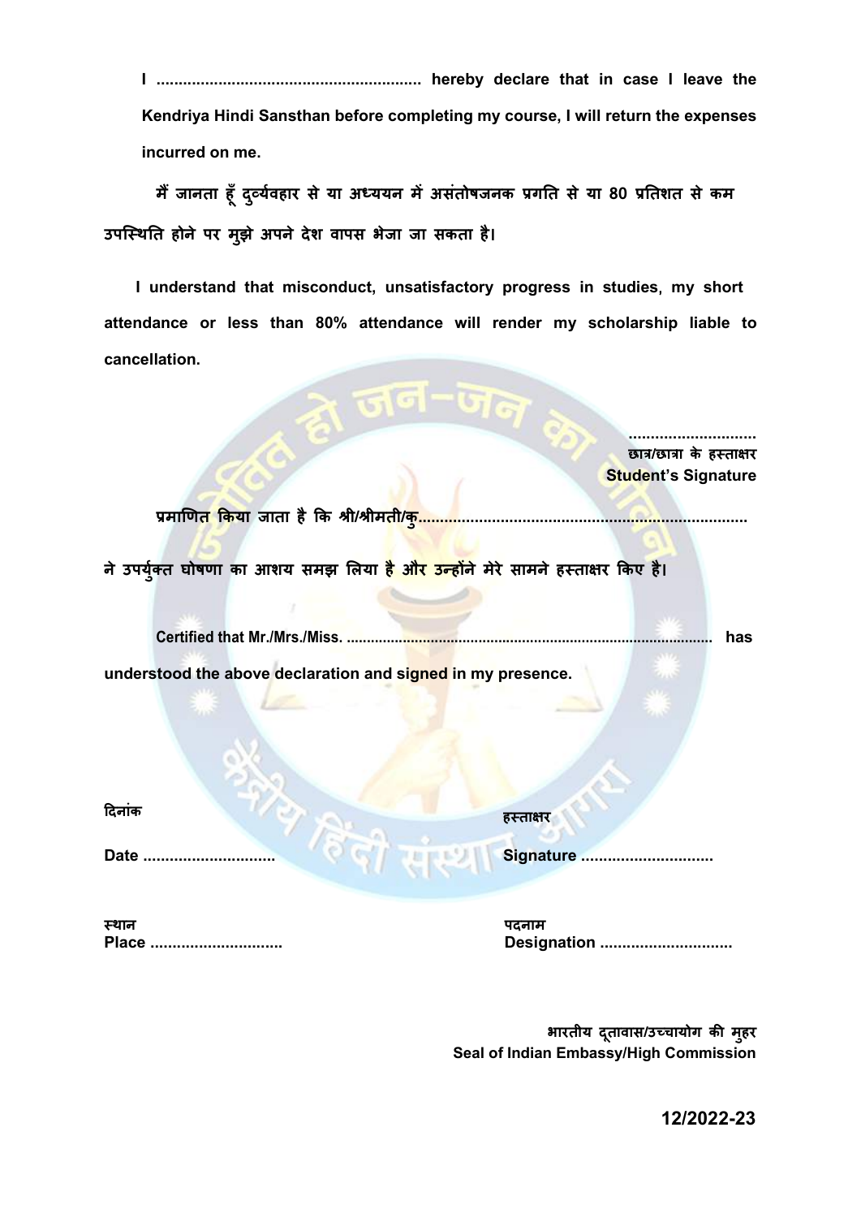**I ............................................................ hereby declare that in case I leave the Kendriya Hindi Sansthan before completing my course, I will return the expenses incurred on me.**

**मैं जानता हूँ दुर्व्यवहार से या अध्ययन में असंतोषजनक प्रगति से या 80 प्रतिशत से कम उपस्थिति होने पर मुझे अपने देश वापस भेजा जा सकता है।**

**I understand that misconduct, unsatisfactory progress in studies, my short attendance or less than 80% attendance will render my scholarship liable to cancellation.**

**............................**
**छात्र/छात्रा के हस्ताक्षर**
**Student's Signature**

**प्रमाणित किया जाता है कि श्री/श्रीमती/कु.......................................................................... ने उपर्युक्त घोषणा का आशय समझ लिया है और उन्होंने मेरे सामने हस्ताक्षर किए है।**

**Certified that Mr./Mrs./Miss. .......................................................................................... has understood the above declaration and signed in my presence.**

**दिनांक**
**Date .............................**

**हस्ताक्षर**
**Signature .............................**

**स्थान**
**Place .............................**

**पदनाम**
**Designation .............................**

**भारतीय दूतावास/उच्चायोग की मुहर**
**Seal of Indian Embassy/High Commission**

**12/2022-23**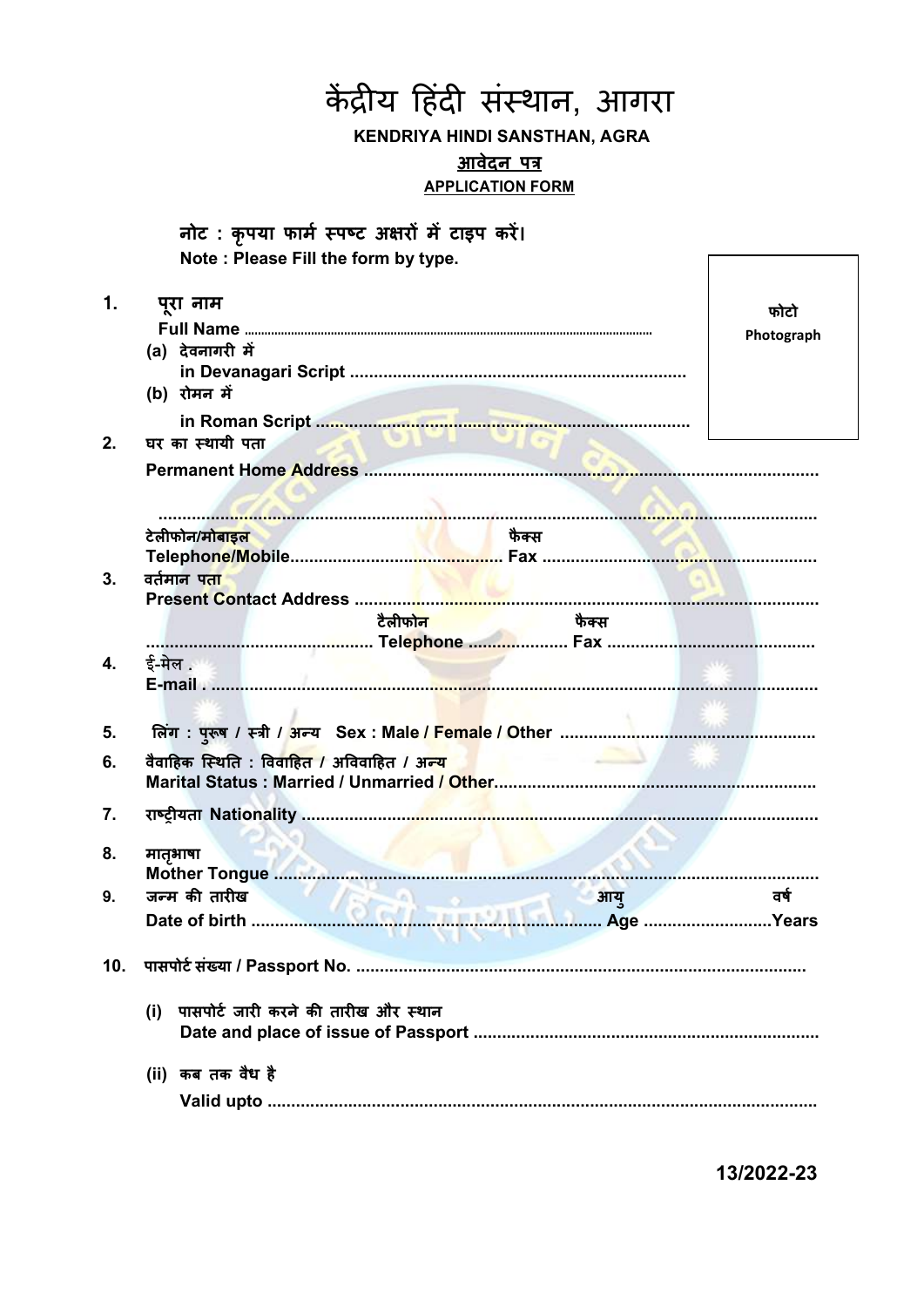# केंद्रीय हिंदी संस्थान, आगरा

**KENDRIYA HINDI SANSTHAN, AGRA**

**आवेदन पत्र**

**APPLICATION FORM**

**नोट : कृपया फार्म स्पष्ट अक्षरों में टाइप करें।**
**Note : Please Fill the form by type.**

| फोटो Photograph |
|---|

1. **पूरा नाम**
   **Full Name** ..........................................................................
   (a) **देवनागरी में**
   **in Devanagari Script** ..........................................................................
   (b) **रोमन में**
   **in Roman Script** ..........................................................................

2. **घर का स्थायी पता**
   **Permanent Home Address** ..........................................................................
   ..........................................................................
   **टेलीफोन/मोबाइल** **Telephone/Mobile**.......................................... **फैक्स Fax** ..........................................

3. **वर्तमान पता**
   **Present Contact Address** ..........................................................................
   .......................................... **टैलीफोन Telephone** .................... **फैक्स Fax** ..........................................

4. **ई-मेल .**
   **E-mail .** ..........................................................................

5. **लिंग : पुरूष / स्त्री / अन्य Sex : Male / Female / Other** ..........................................

6. **वैवाहिक स्थिति : विवाहित / अविवाहित / अन्य**
   **Marital Status : Married / Unmarried / Other**..........................................

7. **राष्ट्रीयता Nationality** ..........................................................................

8. **मातृभाषा**
   **Mother Tongue** ..........................................................................

9. **जन्म की तारीख** **Date of birth** .......................................... **आयु Age** ..........................**वर्ष Years**

10. **पासपोर्ट संख्या / Passport No.** ..........................................................................

    (i) **पासपोर्ट जारी करने की तारीख और स्थान**
    **Date and place of issue of Passport** ..........................................................................

    (ii) **कब तक वैध है**
    **Valid upto** ..........................................................................

**13/2022-23**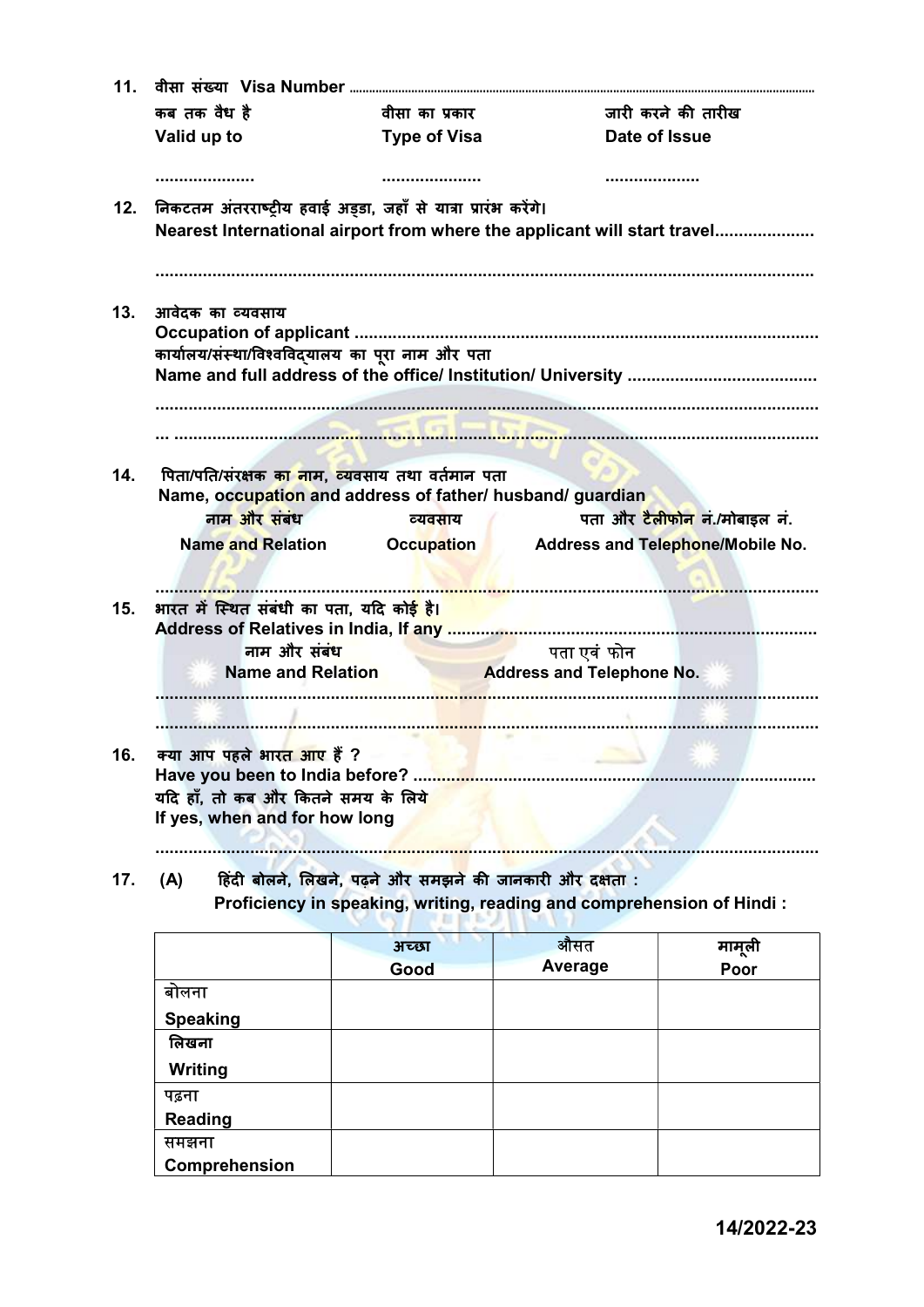11. वीसा संख्या Visa Number ..........

| कब तक वैध है<br>Valid up to | वीसा का प्रकार<br>Type of Visa | जारी करने की तारीख<br>Date of Issue |
|---|---|---|
| .................... | .................... | .................... |

12. निकटतम अंतरराष्ट्रीय हवाई अड्डा, जहाँ से यात्रा प्रारंभ करेंगे।
Nearest International airport from where the applicant will start travel....................

..........................................................................................................................

13. आवेदक का व्यवसाय
Occupation of applicant ................................................................................
कार्यालय/संस्था/विश्वविद्यालय का पूरा नाम और पता
Name and full address of the office/ Institution/ University .......................................

..........................................................................................................................

... ......................................................................................................................

14. पिता/पति/संरक्षक का नाम, व्यवसाय तथा वर्तमान पता
Name, occupation and address of father/ husband/ guardian

| नाम और संबंध<br>Name and Relation | व्यवसाय<br>Occupation | पता और टैलीफोन नं./मोबाइल नं.<br>Address and Telephone/Mobile No. |
|---|---|---|

..........................................................................................................................

15. भारत में स्थित संबंधी का पता, यदि कोई है।
Address of Relatives in India, If any ............................................................................

| नाम और संबंध<br>Name and Relation | पता एवं फोन<br>Address and Telephone No. |
|---|---|

..........................................................................................................................

..........................................................................................................................

16. क्या आप पहले भारत आए हैं ?
Have you been to India before? ...................................................................................
यदि हाँ, तो कब और कितने समय के लिये
If yes, when and for how long

..........................................................................................................................

17. (A) हिंदी बोलने, लिखने, पढ़ने और समझने की जानकारी और दक्षता :
Proficiency in speaking, writing, reading and comprehension of Hindi :

| | अच्छा<br>Good | औसत<br>Average | मामूली<br>Poor |
|---|---|---|---|
| बोलना<br>Speaking | | | |
| लिखना<br>Writing | | | |
| पढ़ना<br>Reading | | | |
| समझना<br>Comprehension | | | |

14/2022-23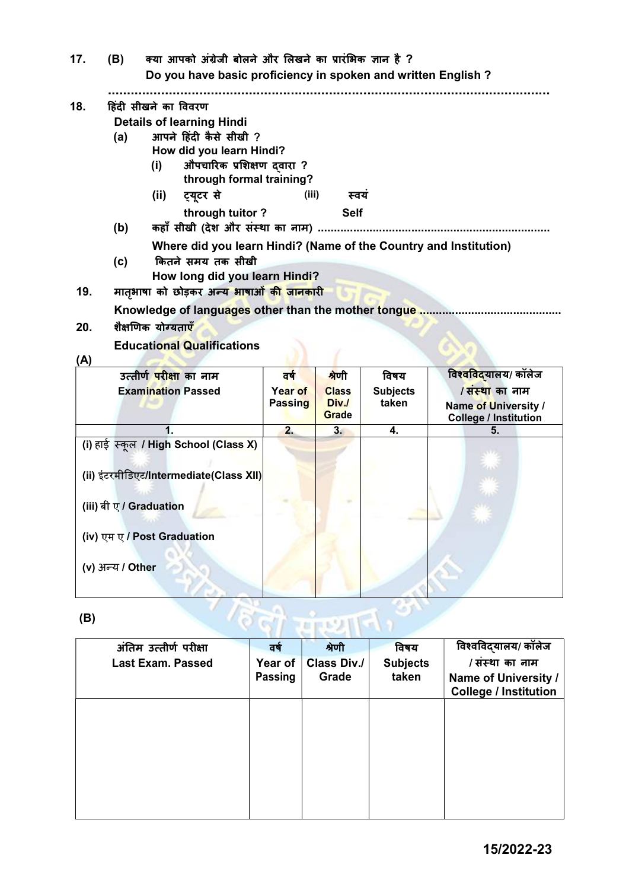17. (B) क्या आपको अंग्रेजी बोलने और लिखने का प्रारंभिक ज्ञान है ?
Do you have basic proficiency in spoken and written English ?

.......................................................................................................................

18. हिंदी सीखने का विवरण
Details of learning Hindi

(a) आपने हिंदी कैसे सीखी ?
How did you learn Hindi?

(i) औपचारिक प्रशिक्षण द्वारा ?
through formal training?

(ii) ट्यूटर से
through tutor ?

(iii) स्वयं
Self

(b) कहाँ सीखी (देश और संस्था का नाम) .......................................................................
Where did you learn Hindi? (Name of the Country and Institution)

(c) कितने समय तक सीखी
How long did you learn Hindi?

19. मातृभाषा को छोड़कर अन्य भाषाओं की जानकारी
Knowledge of languages other than the mother tongue ...........................................

20. शैक्षणिक योग्यताएँ
Educational Qualifications

(A)

| उत्तीर्ण परीक्षा का नाम<br>Examination Passed | वर्ष<br>Year of Passing | श्रेणी<br>Class Div./ Grade | विषय<br>Subjects taken | विश्वविद्यालय/ कॉलेज / संस्था का नाम<br>Name of University / College / Institution |
|---|---|---|---|---|
| 1. | 2. | 3. | 4. | 5. |
| (i) हाई स्कूल / High School (Class X) | | | | |
| (ii) इंटरमीडिएट/Intermediate(Class XII) | | | | |
| (iii) बी ए / Graduation | | | | |
| (iv) एम ए / Post Graduation | | | | |
| (v) अन्य / Other | | | | |

(B)

| अंतिम उत्तीर्ण परीक्षा<br>Last Exam. Passed | वर्ष<br>Year of Passing | श्रेणी<br>Class Div./ Grade | विषय<br>Subjects taken | विश्वविद्यालय/ कॉलेज / संस्था का नाम<br>Name of University / College / Institution |
|---|---|---|---|---|
| | | | | |

15/2022-23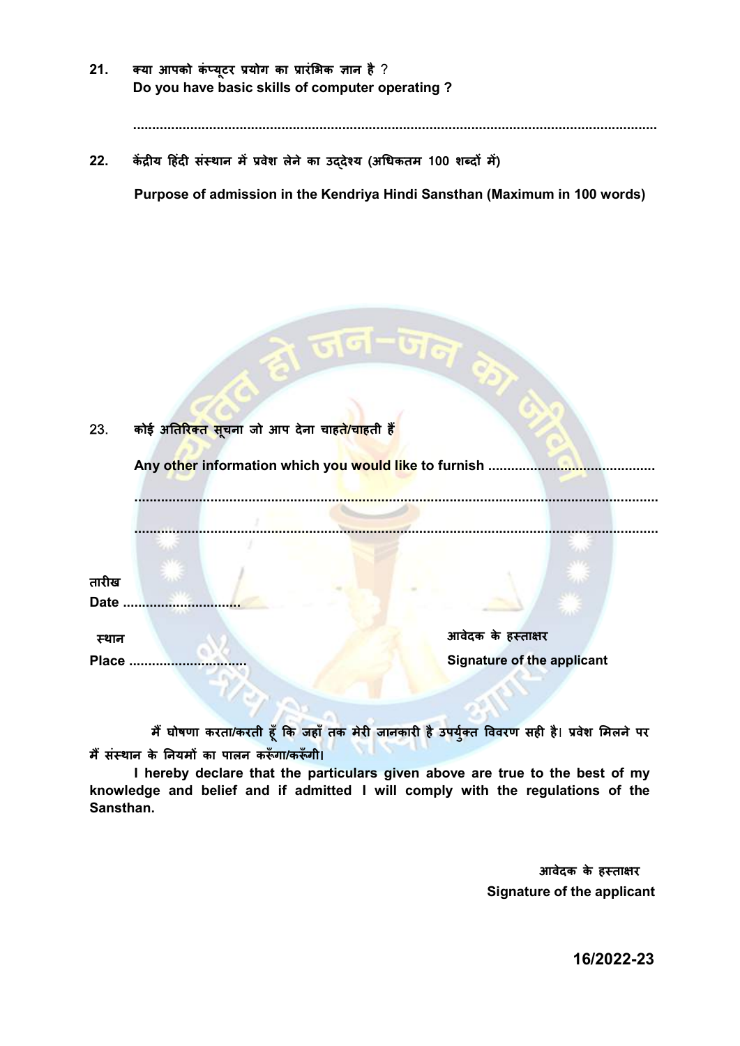21. **क्या आपको कंप्यूटर प्रयोग का प्रारंभिक ज्ञान है ?**
**Do you have basic skills of computer operating ?**

........................................................................................................................................

22. **केंद्रीय हिंदी संस्थान में प्रवेश लेने का उद्‌देश्य (अधिकतम 100 शब्दों में)**

**Purpose of admission in the Kendriya Hindi Sansthan (Maximum in 100 words)**

23. **कोई अतिरिक्त सूचना जो आप देना चाहते/चाहती हैं**

**Any other information which you would like to furnish** ..........................................

........................................................................................................................................

........................................................................................................................................

**तारीख**
**Date** ..............................

**स्थान**
**Place** ..............................

**आवेदक के हस्ताक्षर**
**Signature of the applicant**

**मैं घोषणा करता/करती हूँ कि जहाँ तक मेरी जानकारी है उपर्युक्त विवरण सही है। प्रवेश मिलने पर मैं संस्थान के नियमों का पालन करूँगा/करूँगी।**

**I hereby declare that the particulars given above are true to the best of my knowledge and belief and if admitted I will comply with the regulations of the Sansthan.**

**आवेदक के हस्ताक्षर**
**Signature of the applicant**

**16/2022-23**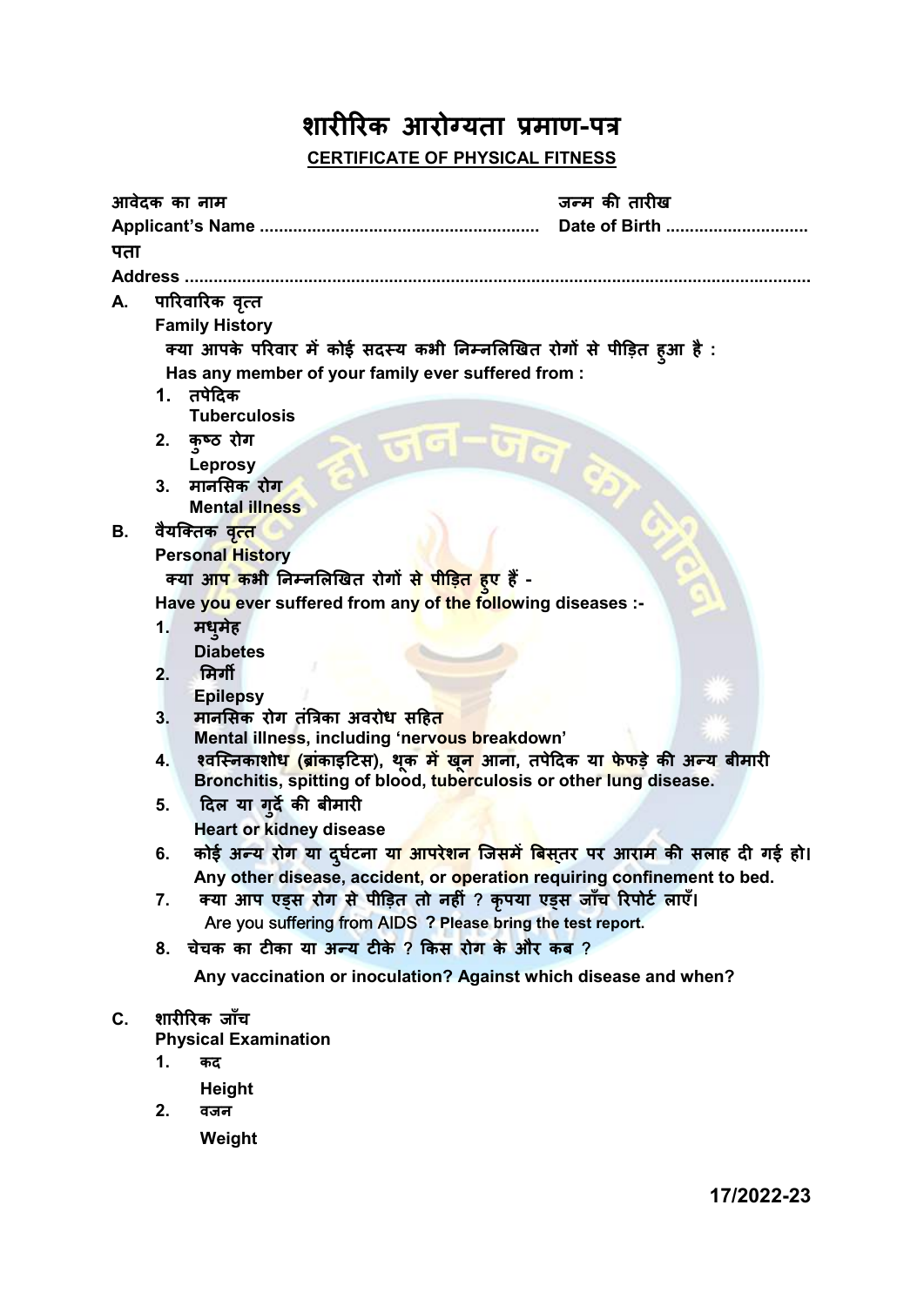# शारीरिक आरोग्यता प्रमाण-पत्र

## CERTIFICATE OF PHYSICAL FITNESS

आवेदक का नाम | जन्म की तारीख

**Applicant's Name ..........................................................  Date of Birth .............................**

पता

**Address ..................................................................................................................................**

**A. पारिवारिक वृत्त**

**Family History**

**क्या आपके परिवार में कोई सदस्य कभी निम्नलिखित रोगों से पीड़ित हुआ है :**

**Has any member of your family ever suffered from :**

1. **तपेदिक**
   **Tuberculosis**
2. **कुष्ठ रोग**
   **Leprosy**
3. **मानसिक रोग**
   **Mental illness**

**B. वैयक्तिक वृत्त**

**Personal History**

**क्या आप कभी निम्नलिखित रोगों से पीड़ित हुए हैं -**

**Have you ever suffered from any of the following diseases :-**

1. **मधुमेह**
   **Diabetes**
2. **मिर्गी**
   **Epilepsy**
3. **मानसिक रोग तंत्रिका अवरोध सहित**
   **Mental illness, including 'nervous breakdown'**
4. **श्वस्निकाशोथ (ब्रांकाइटिस), थूक में खून आना, तपेदिक या फेफड़े की अन्य बीमारी**
   **Bronchitis, spitting of blood, tuberculosis or other lung disease.**
5. **दिल या गुर्दे की बीमारी**
   **Heart or kidney disease**
6. **कोई अन्य रोग या दुर्घटना या आपरेशन जिसमें बिस्तर पर आराम की सलाह दी गई हो।**
   **Any other disease, accident, or operation requiring confinement to bed.**
7. **क्या आप एड्स रोग से पीड़ित तो नहीं ? कृपया एड्स जाँच रिपोर्ट लाएँ।**
   Are you suffering from AIDS **? Please bring the test report.**
8. **चेचक का टीका या अन्य टीके ? किस रोग के और कब ?**
   **Any vaccination or inoculation? Against which disease and when?**

**C. शारीरिक जाँच**

**Physical Examination**

1. **कद**
   **Height**
2. **वजन**
   **Weight**

**17/2022-23**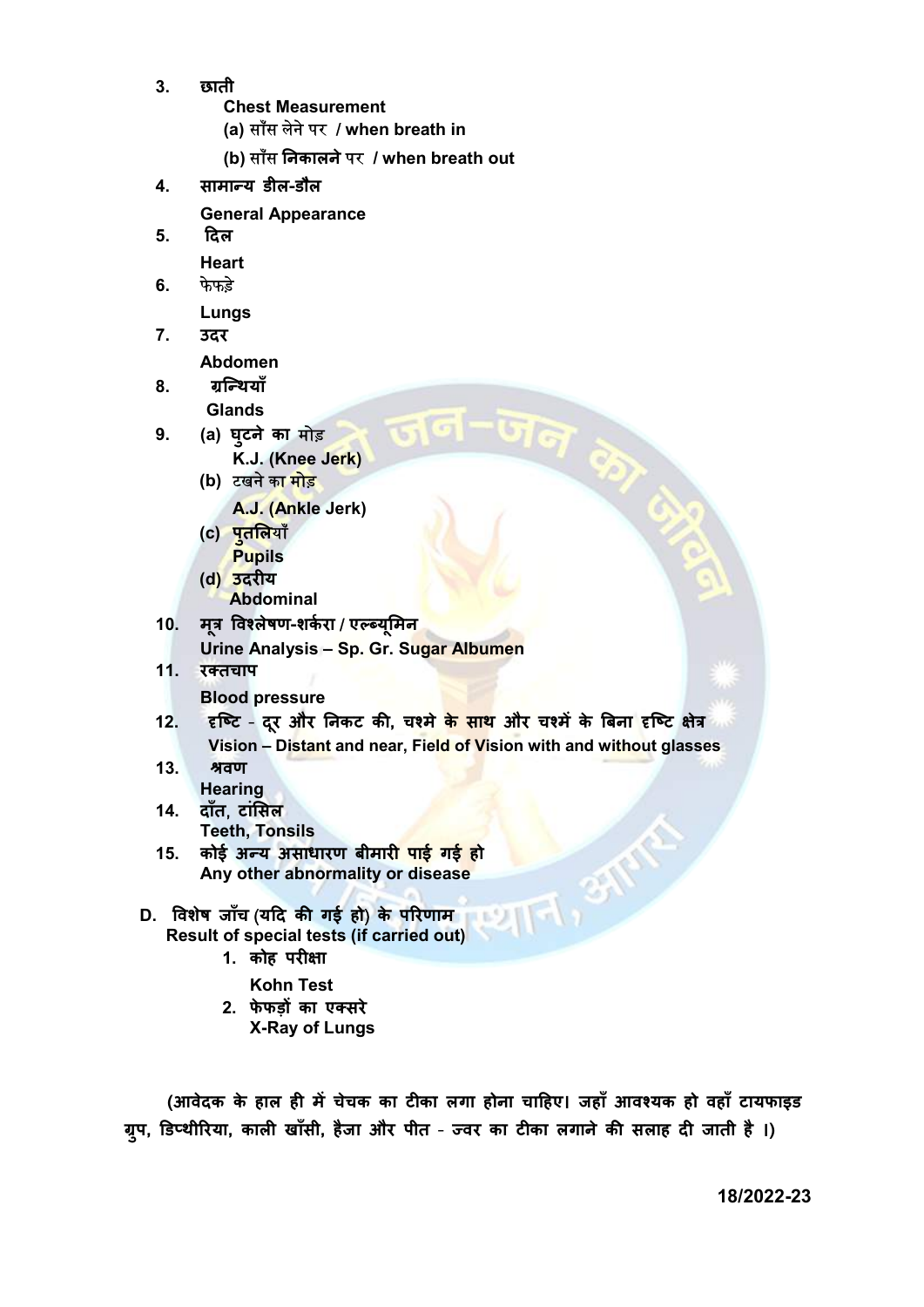3. **छाती**
   **Chest Measurement**
   **(a)** साँस लेने पर **/ when breath in**
   **(b)** साँस **निकालने** पर **/ when breath out**
4. **सामान्य डील-डौल**
   **General Appearance**
5. **दिल**
   **Heart**
6. फेफड़े
   **Lungs**
7. **उदर**
   **Abdomen**
8. **ग्रन्थियाँ**
   **Glands**
9. **(a) घुटने का** मोड़
   **K.J. (Knee Jerk)**
   **(b)** टखने का मोड़
   **A.J. (Ankle Jerk)**
   **(c) पुतलियाँ**
   **Pupils**
   **(d) उदरीय**
   **Abdominal**
10. **मूत्र विश्लेषण-शर्करा / एल्ब्यूमिन**
    **Urine Analysis – Sp. Gr. Sugar Albumen**
11. **रक्तचाप**
    **Blood pressure**
12. **दृष्टि - दूर और निकट की, चश्मे के साथ और चश्में के बिना दृष्टि क्षेत्र**
    **Vision – Distant and near, Field of Vision with and without glasses**
13. **श्रवण**
    **Hearing**
14. **दाँत, टांसिल**
    **Teeth, Tonsils**
15. **कोई अन्य असाधारण बीमारी पाई गई हो**
    **Any other abnormality or disease**

**D. विशेष जाँच (यदि की गई हो) के परिणाम**
**Result of special tests (if carried out)**

1. **कोह परीक्षा**
   **Kohn Test**
2. **फेफड़ों का एक्सरे**
   **X-Ray of Lungs**

**(आवेदक के हाल ही में चेचक का टीका लगा होना चाहिए। जहाँ आवश्यक हो वहाँ टायफाइड ग्रुप, डिप्थीरिया, काली खाँसी, हैजा और पीत - ज्वर का टीका लगाने की सलाह दी जाती है ।)**

**18/2022-23**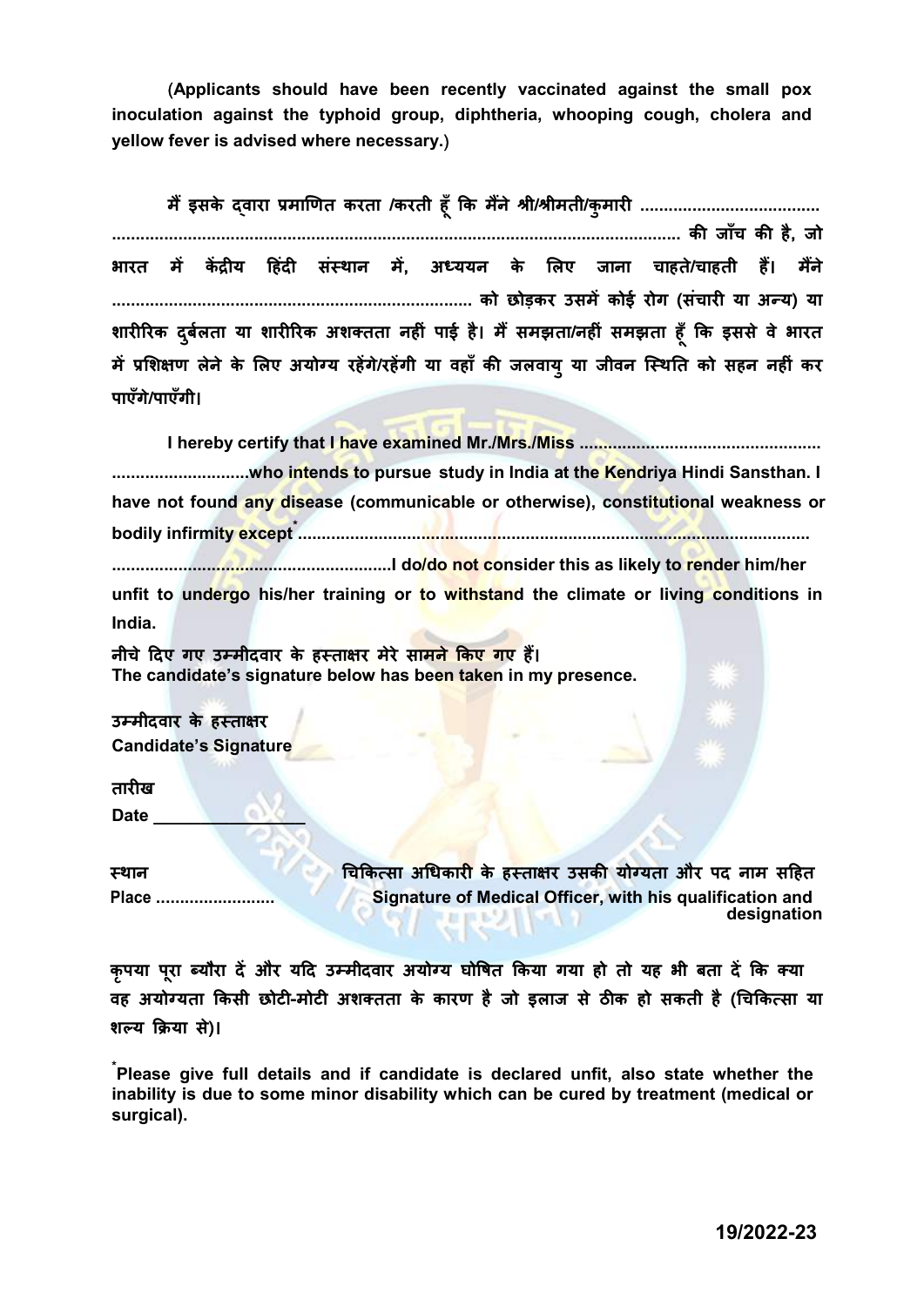**(Applicants should have been recently vaccinated against the small pox inoculation against the typhoid group, diphtheria, whooping cough, cholera and yellow fever is advised where necessary.)**

**मैं इसके द्वारा प्रमाणित करता /करती हूँ कि मैंने श्री/श्रीमती/कुमारी ........................................ ........................................................................................................................ की जाँच की है, जो भारत में केंद्रीय हिंदी संस्थान में, अध्ययन के लिए जाना चाहते/चाहती हैं। मैंने ......................................................................... को छोड़कर उसमें कोई रोग (संचारी या अन्य) या शारीरिक दुर्बलता या शारीरिक अशक्तता नहीं पाई है। मैं समझता/नहीं समझता हूँ कि इससे वे भारत में प्रशिक्षण लेने के लिए अयोग्य रहेंगे/रहेंगी या वहाँ की जलवायु या जीवन स्थिति को सहन नहीं कर पाएँगे/पाएँगी।**

**I hereby certify that I have examined Mr./Mrs./Miss .................................................. ............................who intends to pursue study in India at the Kendriya Hindi Sansthan. I have not found any disease (communicable or otherwise), constitutional weakness or bodily infirmity except* .......................................................................................................... ..........................................................I do/do not consider this as likely to render him/her unfit to undergo his/her training or to withstand the climate or living conditions in India.**

**नीचे दिए गए उम्मीदवार के हस्ताक्षर मेरे सामने किए गए हैं।**
**The candidate's signature below has been taken in my presence.**

**उम्मीदवार के हस्ताक्षर**
**Candidate's Signature**

**तारीख**
**Date ________________**

**स्थान**
**Place .........................**

**चिकित्सा अधिकारी के हस्ताक्षर उसकी योग्यता और पद नाम सहित**
**Signature of Medical Officer, with his qualification and designation**

**कृपया पूरा ब्यौरा दें और यदि उम्मीदवार अयोग्य घोषित किया गया हो तो यह भी बता दें कि क्या वह अयोग्यता किसी छोटी-मोटी अशक्तता के कारण है जो इलाज से ठीक हो सकती है (चिकित्सा या शल्य क्रिया से)।**

**\*Please give full details and if candidate is declared unfit, also state whether the inability is due to some minor disability which can be cured by treatment (medical or surgical).**

**19/2022-23**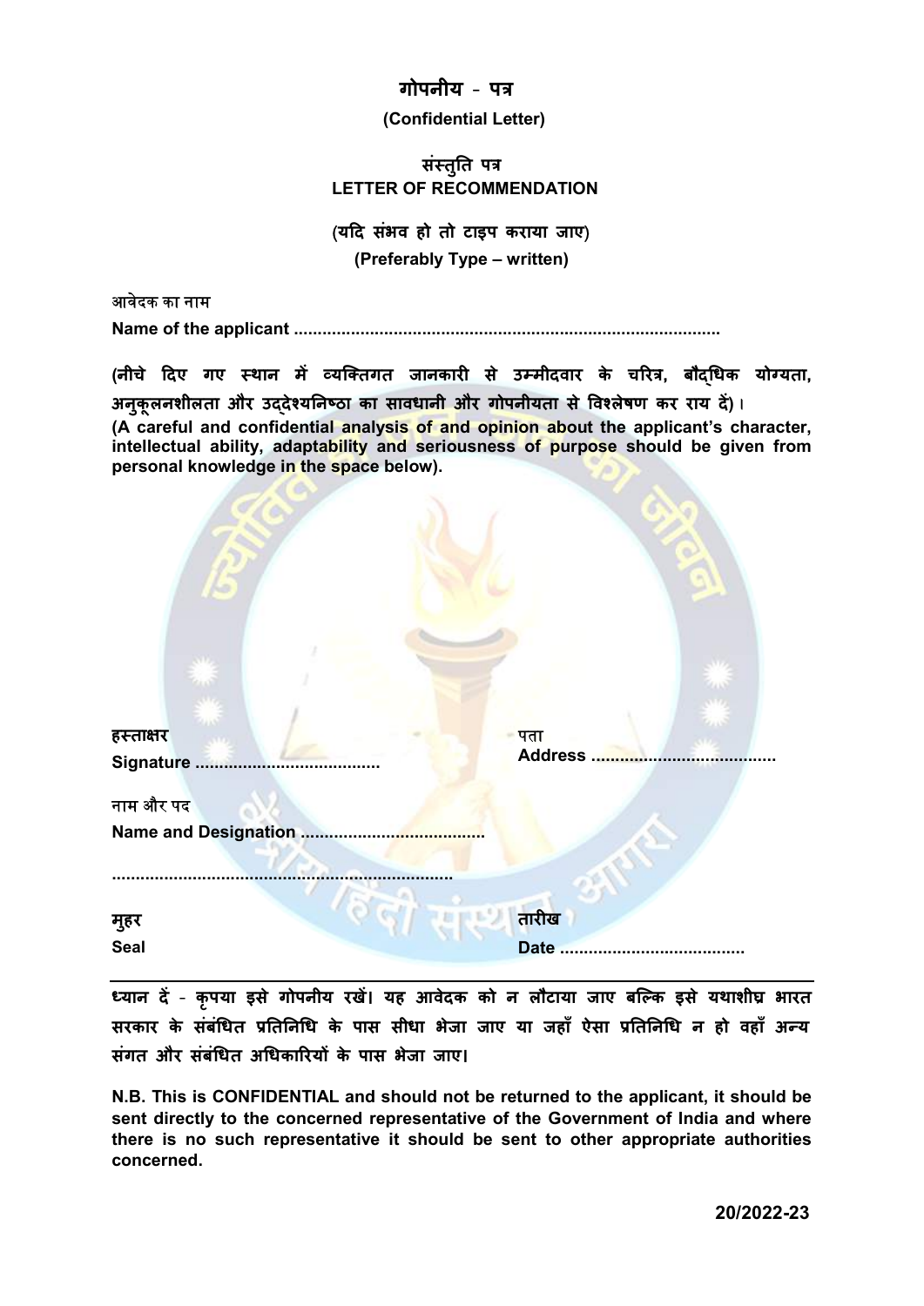# गोपनीय - पत्र

**(Confidential Letter)**

## संस्तुति पत्र
## LETTER OF RECOMMENDATION

**(यदि संभव हो तो टाइप कराया जाए)**
**(Preferably Type – written)**

आवेदक का नाम
**Name of the applicant ........................................................................................**

**(नीचे दिए गए स्थान में व्यक्तिगत जानकारी से उम्मीदवार के चरित्र, बौद्धिक योग्यता, अनुकूलनशीलता और उद्देश्यनिष्ठा का सावधानी और गोपनीयता से विश्लेषण कर राय दें)।**
**(A careful and confidential analysis of and opinion about the applicant's character, intellectual ability, adaptability and seriousness of purpose should be given from personal knowledge in the space below).**

हस्ताक्षर
**Signature ......................................**

पता
**Address ......................................**

नाम और पद
**Name and Designation ......................................**

**.......................................................................**

मुहर
**Seal**

तारीख
**Date ......................................**

---

**ध्यान दें - कृपया इसे गोपनीय रखें। यह आवेदक को न लौटाया जाए बल्कि इसे यथाशीघ्र भारत सरकार के संबंधित प्रतिनिधि के पास सीधा भेजा जाए या जहाँ ऐसा प्रतिनिधि न हो वहाँ अन्य संगत और संबंधित अधिकारियों के पास भेजा जाए।**

**N.B. This is CONFIDENTIAL and should not be returned to the applicant, it should be sent directly to the concerned representative of the Government of India and where there is no such representative it should be sent to other appropriate authorities concerned.**

**20/2022-23**